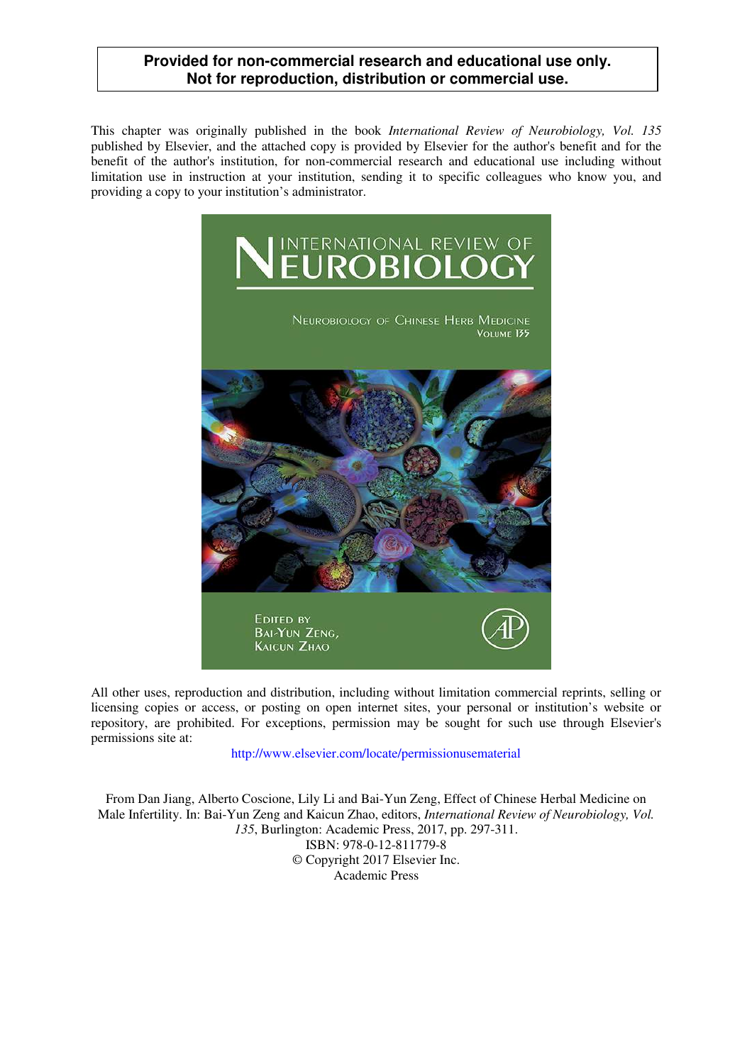**Provided for non-commercial research and educational use only.**
**Not for reproduction, distribution or commercial use.**

This chapter was originally published in the book *International Review of Neurobiology, Vol. 135* published by Elsevier, and the attached copy is provided by Elsevier for the author's benefit and for the benefit of the author's institution, for non-commercial research and educational use including without limitation use in instruction at your institution, sending it to specific colleagues who know you, and providing a copy to your institution's administrator.

INTERNATIONAL REVIEW OF NEUROBIOLOGY

NEUROBIOLOGY OF CHINESE HERB MEDICINE
VOLUME 135

EDITED BY
BAI-YUN ZENG,
KAICUN ZHAO

All other uses, reproduction and distribution, including without limitation commercial reprints, selling or licensing copies or access, or posting on open internet sites, your personal or institution's website or repository, are prohibited. For exceptions, permission may be sought for such use through Elsevier's permissions site at:

http://www.elsevier.com/locate/permissionusematerial

From Dan Jiang, Alberto Coscione, Lily Li and Bai-Yun Zeng, Effect of Chinese Herbal Medicine on Male Infertility. In: Bai-Yun Zeng and Kaicun Zhao, editors, *International Review of Neurobiology, Vol. 135*, Burlington: Academic Press, 2017, pp. 297-311.
ISBN: 978-0-12-811779-8
© Copyright 2017 Elsevier Inc.
Academic Press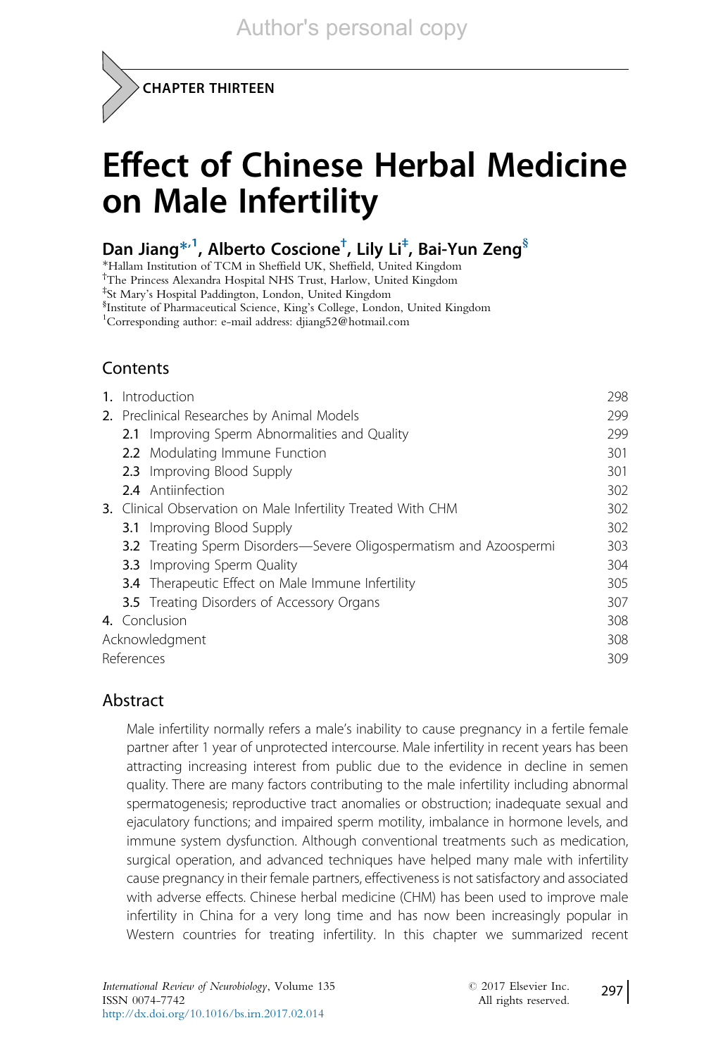CHAPTER THIRTEEN

# Effect of Chinese Herbal Medicine on Male Infertility

**Dan Jiang[*,1], Alberto Coscione[†], Lily Li[‡], Bai-Yun Zeng[§]**

[*]Hallam Institution of TCM in Sheffield UK, Sheffield, United Kingdom
[†]The Princess Alexandra Hospital NHS Trust, Harlow, United Kingdom
[‡]St Mary's Hospital Paddington, London, United Kingdom
[§]Institute of Pharmaceutical Science, King's College, London, United Kingdom
[1]Corresponding author: e-mail address: djiang52@hotmail.com

## Contents

| | |
|---|---|
| **1.** Introduction | 298 |
| **2.** Preclinical Researches by Animal Models | 299 |
| **2.1** Improving Sperm Abnormalities and Quality | 299 |
| **2.2** Modulating Immune Function | 301 |
| **2.3** Improving Blood Supply | 301 |
| **2.4** Antiinfection | 302 |
| **3.** Clinical Observation on Male Infertility Treated With CHM | 302 |
| **3.1** Improving Blood Supply | 302 |
| **3.2** Treating Sperm Disorders—Severe Oligospermatism and Azoospermi | 303 |
| **3.3** Improving Sperm Quality | 304 |
| **3.4** Therapeutic Effect on Male Immune Infertility | 305 |
| **3.5** Treating Disorders of Accessory Organs | 307 |
| **4.** Conclusion | 308 |
| Acknowledgment | 308 |
| References | 309 |

## Abstract

Male infertility normally refers a male's inability to cause pregnancy in a fertile female partner after 1 year of unprotected intercourse. Male infertility in recent years has been attracting increasing interest from public due to the evidence in decline in semen quality. There are many factors contributing to the male infertility including abnormal spermatogenesis; reproductive tract anomalies or obstruction; inadequate sexual and ejaculatory functions; and impaired sperm motility, imbalance in hormone levels, and immune system dysfunction. Although conventional treatments such as medication, surgical operation, and advanced techniques have helped many male with infertility cause pregnancy in their female partners, effectiveness is not satisfactory and associated with adverse effects. Chinese herbal medicine (CHM) has been used to improve male infertility in China for a very long time and has now been increasingly popular in Western countries for treating infertility. In this chapter we summarized recent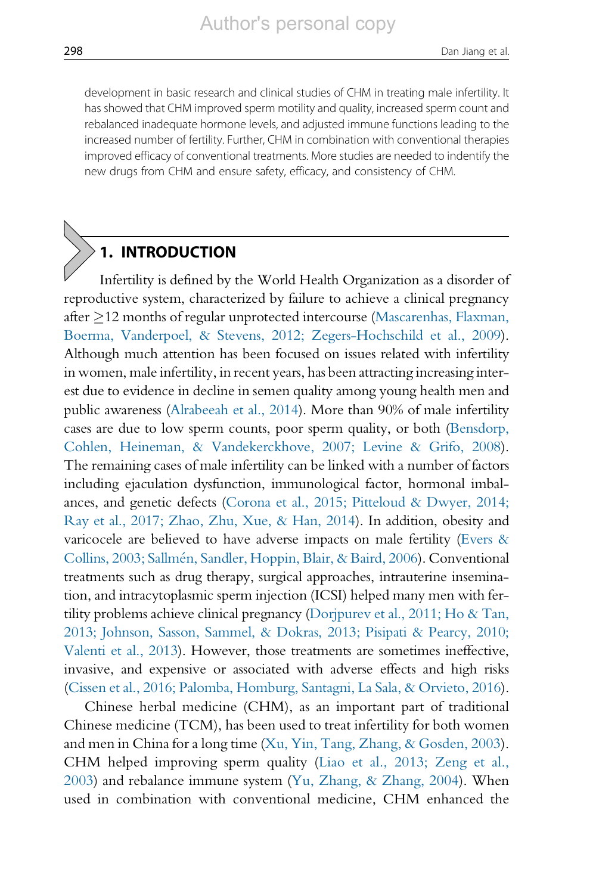development in basic research and clinical studies of CHM in treating male infertility. It has showed that CHM improved sperm motility and quality, increased sperm count and rebalanced inadequate hormone levels, and adjusted immune functions leading to the increased number of fertility. Further, CHM in combination with conventional therapies improved efficacy of conventional treatments. More studies are needed to indentify the new drugs from CHM and ensure safety, efficacy, and consistency of CHM.

## 1. INTRODUCTION

Infertility is defined by the World Health Organization as a disorder of reproductive system, characterized by failure to achieve a clinical pregnancy after ≥12 months of regular unprotected intercourse (Mascarenhas, Flaxman, Boerma, Vanderpoel, & Stevens, 2012; Zegers-Hochschild et al., 2009). Although much attention has been focused on issues related with infertility in women, male infertility, in recent years, has been attracting increasing interest due to evidence in decline in semen quality among young health men and public awareness (Alrabeeah et al., 2014). More than 90% of male infertility cases are due to low sperm counts, poor sperm quality, or both (Bensdorp, Cohlen, Heineman, & Vandekerckhove, 2007; Levine & Grifo, 2008). The remaining cases of male infertility can be linked with a number of factors including ejaculation dysfunction, immunological factor, hormonal imbalances, and genetic defects (Corona et al., 2015; Pitteloud & Dwyer, 2014; Ray et al., 2017; Zhao, Zhu, Xue, & Han, 2014). In addition, obesity and varicocele are believed to have adverse impacts on male fertility (Evers & Collins, 2003; Sallmén, Sandler, Hoppin, Blair, & Baird, 2006). Conventional treatments such as drug therapy, surgical approaches, intrauterine insemination, and intracytoplasmic sperm injection (ICSI) helped many men with fertility problems achieve clinical pregnancy (Dorjpurev et al., 2011; Ho & Tan, 2013; Johnson, Sasson, Sammel, & Dokras, 2013; Pisipati & Pearcy, 2010; Valenti et al., 2013). However, those treatments are sometimes ineffective, invasive, and expensive or associated with adverse effects and high risks (Cissen et al., 2016; Palomba, Homburg, Santagni, La Sala, & Orvieto, 2016).

Chinese herbal medicine (CHM), as an important part of traditional Chinese medicine (TCM), has been used to treat infertility for both women and men in China for a long time (Xu, Yin, Tang, Zhang, & Gosden, 2003). CHM helped improving sperm quality (Liao et al., 2013; Zeng et al., 2003) and rebalance immune system (Yu, Zhang, & Zhang, 2004). When used in combination with conventional medicine, CHM enhanced the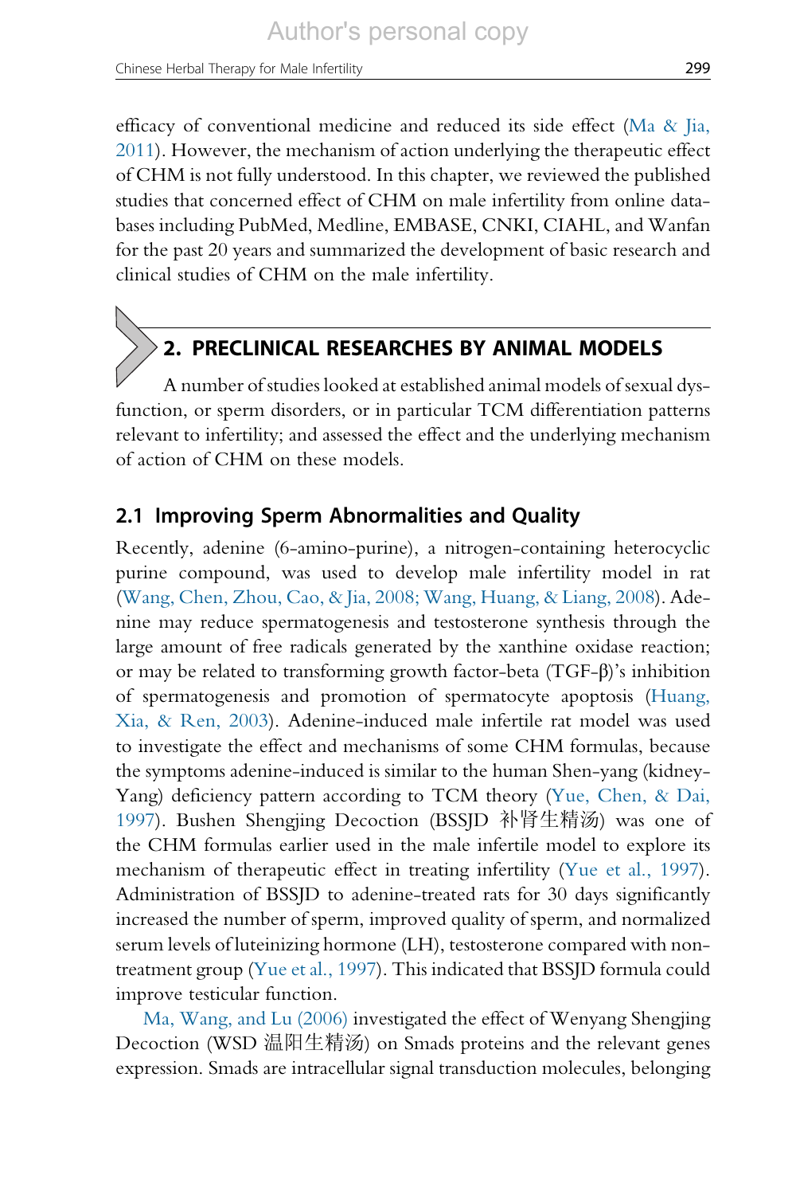efficacy of conventional medicine and reduced its side effect (Ma & Jia, 2011). However, the mechanism of action underlying the therapeutic effect of CHM is not fully understood. In this chapter, we reviewed the published studies that concerned effect of CHM on male infertility from online databases including PubMed, Medline, EMBASE, CNKI, CIAHL, and Wanfan for the past 20 years and summarized the development of basic research and clinical studies of CHM on the male infertility.

## 2. PRECLINICAL RESEARCHES BY ANIMAL MODELS

A number of studies looked at established animal models of sexual dysfunction, or sperm disorders, or in particular TCM differentiation patterns relevant to infertility; and assessed the effect and the underlying mechanism of action of CHM on these models.

### 2.1 Improving Sperm Abnormalities and Quality

Recently, adenine (6-amino-purine), a nitrogen-containing heterocyclic purine compound, was used to develop male infertility model in rat (Wang, Chen, Zhou, Cao, & Jia, 2008; Wang, Huang, & Liang, 2008). Adenine may reduce spermatogenesis and testosterone synthesis through the large amount of free radicals generated by the xanthine oxidase reaction; or may be related to transforming growth factor-beta (TGF-β)'s inhibition of spermatogenesis and promotion of spermatocyte apoptosis (Huang, Xia, & Ren, 2003). Adenine-induced male infertile rat model was used to investigate the effect and mechanisms of some CHM formulas, because the symptoms adenine-induced is similar to the human Shen-yang (kidney-Yang) deficiency pattern according to TCM theory (Yue, Chen, & Dai, 1997). Bushen Shengjing Decoction (BSSJD 补肾生精汤) was one of the CHM formulas earlier used in the male infertile model to explore its mechanism of therapeutic effect in treating infertility (Yue et al., 1997). Administration of BSSJD to adenine-treated rats for 30 days significantly increased the number of sperm, improved quality of sperm, and normalized serum levels of luteinizing hormone (LH), testosterone compared with non-treatment group (Yue et al., 1997). This indicated that BSSJD formula could improve testicular function.

Ma, Wang, and Lu (2006) investigated the effect of Wenyang Shengjing Decoction (WSD 温阳生精汤) on Smads proteins and the relevant genes expression. Smads are intracellular signal transduction molecules, belonging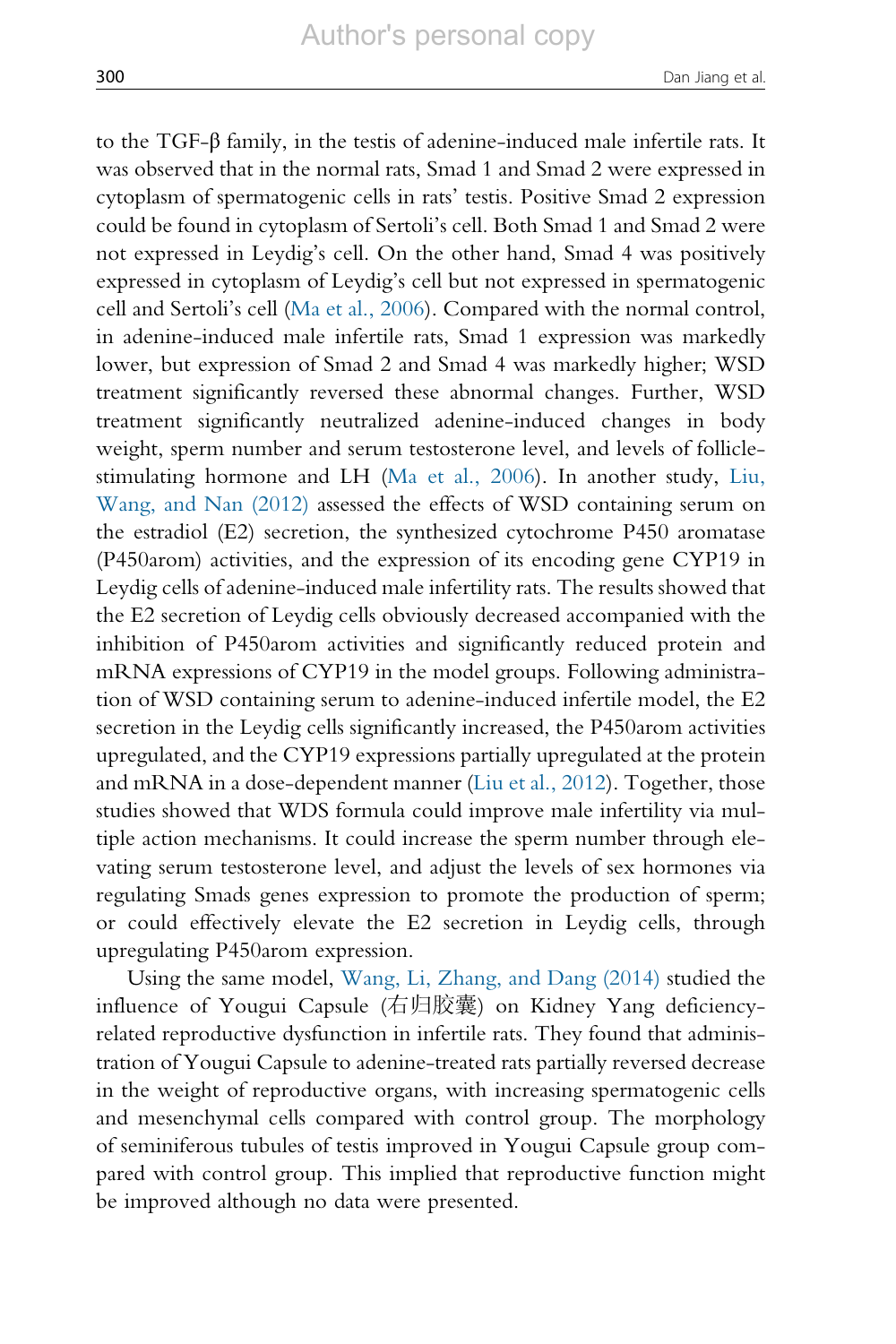to the TGF-β family, in the testis of adenine-induced male infertile rats. It was observed that in the normal rats, Smad 1 and Smad 2 were expressed in cytoplasm of spermatogenic cells in rats' testis. Positive Smad 2 expression could be found in cytoplasm of Sertoli's cell. Both Smad 1 and Smad 2 were not expressed in Leydig's cell. On the other hand, Smad 4 was positively expressed in cytoplasm of Leydig's cell but not expressed in spermatogenic cell and Sertoli's cell (Ma et al., 2006). Compared with the normal control, in adenine-induced male infertile rats, Smad 1 expression was markedly lower, but expression of Smad 2 and Smad 4 was markedly higher; WSD treatment significantly reversed these abnormal changes. Further, WSD treatment significantly neutralized adenine-induced changes in body weight, sperm number and serum testosterone level, and levels of follicle-stimulating hormone and LH (Ma et al., 2006). In another study, Liu, Wang, and Nan (2012) assessed the effects of WSD containing serum on the estradiol (E2) secretion, the synthesized cytochrome P450 aromatase (P450arom) activities, and the expression of its encoding gene CYP19 in Leydig cells of adenine-induced male infertility rats. The results showed that the E2 secretion of Leydig cells obviously decreased accompanied with the inhibition of P450arom activities and significantly reduced protein and mRNA expressions of CYP19 in the model groups. Following administration of WSD containing serum to adenine-induced infertile model, the E2 secretion in the Leydig cells significantly increased, the P450arom activities upregulated, and the CYP19 expressions partially upregulated at the protein and mRNA in a dose-dependent manner (Liu et al., 2012). Together, those studies showed that WDS formula could improve male infertility via multiple action mechanisms. It could increase the sperm number through elevating serum testosterone level, and adjust the levels of sex hormones via regulating Smads genes expression to promote the production of sperm; or could effectively elevate the E2 secretion in Leydig cells, through upregulating P450arom expression.

Using the same model, Wang, Li, Zhang, and Dang (2014) studied the influence of Yougui Capsule (右归胶囊) on Kidney Yang deficiency-related reproductive dysfunction in infertile rats. They found that administration of Yougui Capsule to adenine-treated rats partially reversed decrease in the weight of reproductive organs, with increasing spermatogenic cells and mesenchymal cells compared with control group. The morphology of seminiferous tubules of testis improved in Yougui Capsule group compared with control group. This implied that reproductive function might be improved although no data were presented.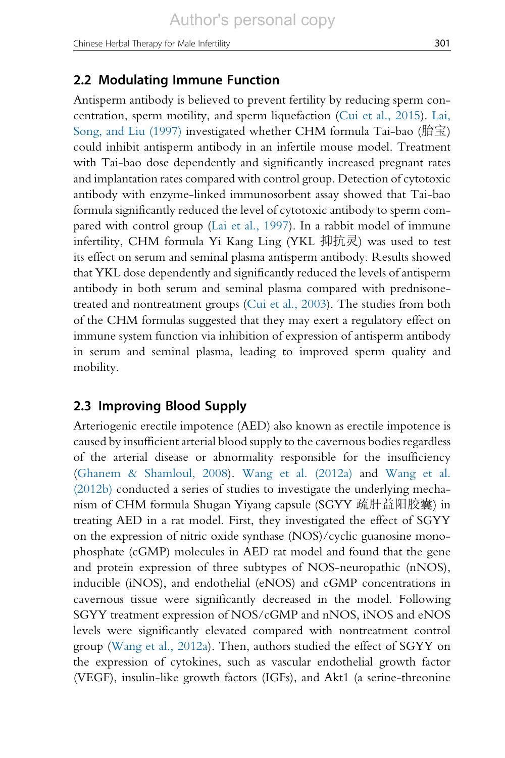## 2.2 Modulating Immune Function

Antisperm antibody is believed to prevent fertility by reducing sperm concentration, sperm motility, and sperm liquefaction (Cui et al., 2015). Lai, Song, and Liu (1997) investigated whether CHM formula Tai-bao (胎宝) could inhibit antisperm antibody in an infertile mouse model. Treatment with Tai-bao dose dependently and significantly increased pregnant rates and implantation rates compared with control group. Detection of cytotoxic antibody with enzyme-linked immunosorbent assay showed that Tai-bao formula significantly reduced the level of cytotoxic antibody to sperm compared with control group (Lai et al., 1997). In a rabbit model of immune infertility, CHM formula Yi Kang Ling (YKL 抑抗灵) was used to test its effect on serum and seminal plasma antisperm antibody. Results showed that YKL dose dependently and significantly reduced the levels of antisperm antibody in both serum and seminal plasma compared with prednisone-treated and nontreatment groups (Cui et al., 2003). The studies from both of the CHM formulas suggested that they may exert a regulatory effect on immune system function via inhibition of expression of antisperm antibody in serum and seminal plasma, leading to improved sperm quality and mobility.

## 2.3 Improving Blood Supply

Arteriogenic erectile impotence (AED) also known as erectile impotence is caused by insufficient arterial blood supply to the cavernous bodies regardless of the arterial disease or abnormality responsible for the insufficiency (Ghanem & Shamloul, 2008). Wang et al. (2012a) and Wang et al. (2012b) conducted a series of studies to investigate the underlying mechanism of CHM formula Shugan Yiyang capsule (SGYY 疏肝益阳胶囊) in treating AED in a rat model. First, they investigated the effect of SGYY on the expression of nitric oxide synthase (NOS)/cyclic guanosine monophosphate (cGMP) molecules in AED rat model and found that the gene and protein expression of three subtypes of NOS-neuropathic (nNOS), inducible (iNOS), and endothelial (eNOS) and cGMP concentrations in cavernous tissue were significantly decreased in the model. Following SGYY treatment expression of NOS/cGMP and nNOS, iNOS and eNOS levels were significantly elevated compared with nontreatment control group (Wang et al., 2012a). Then, authors studied the effect of SGYY on the expression of cytokines, such as vascular endothelial growth factor (VEGF), insulin-like growth factors (IGFs), and Akt1 (a serine-threonine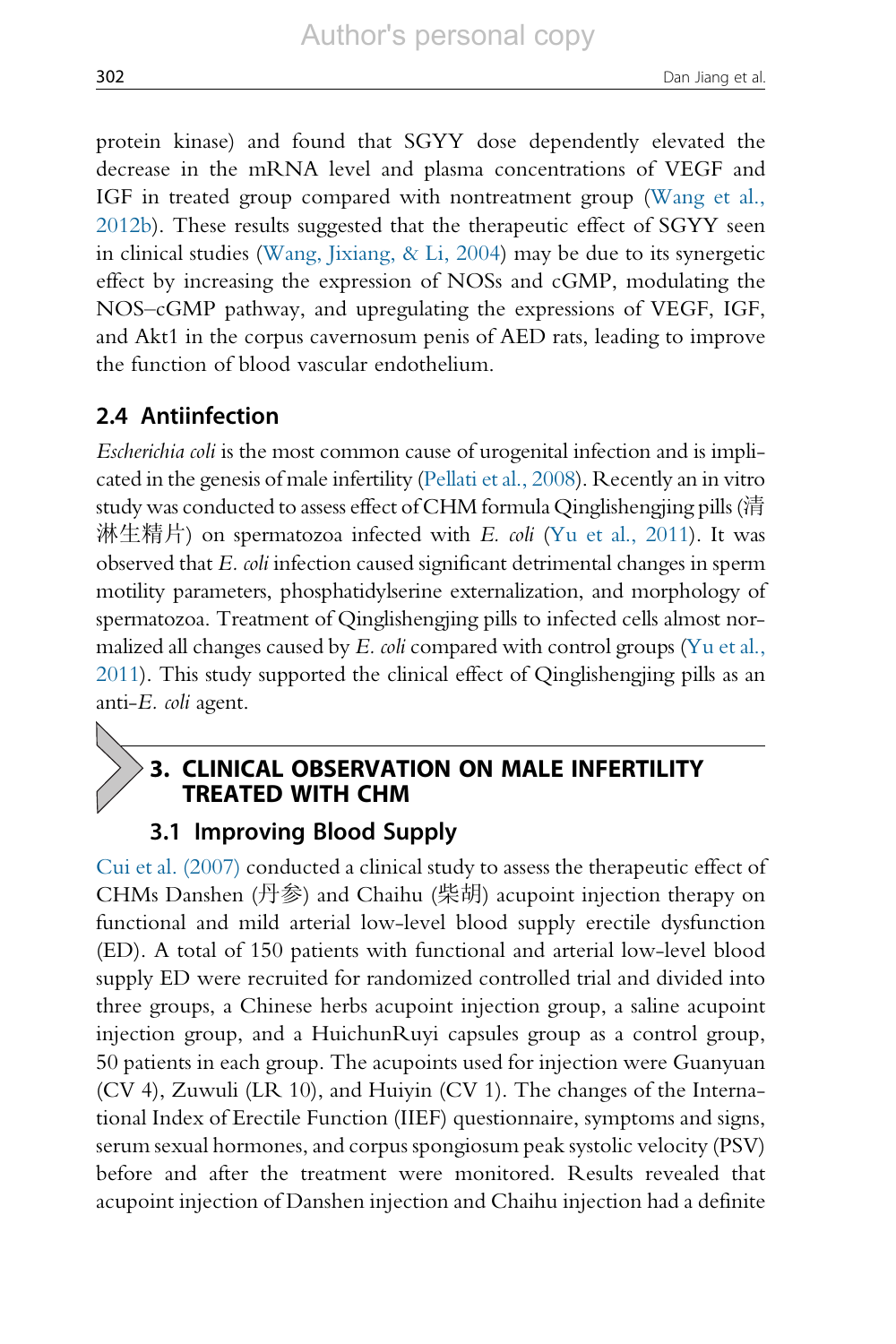protein kinase) and found that SGYY dose dependently elevated the decrease in the mRNA level and plasma concentrations of VEGF and IGF in treated group compared with nontreatment group (Wang et al., 2012b). These results suggested that the therapeutic effect of SGYY seen in clinical studies (Wang, Jixiang, & Li, 2004) may be due to its synergetic effect by increasing the expression of NOSs and cGMP, modulating the NOS–cGMP pathway, and upregulating the expressions of VEGF, IGF, and Akt1 in the corpus cavernosum penis of AED rats, leading to improve the function of blood vascular endothelium.

### 2.4 Antiinfection

*Escherichia coli* is the most common cause of urogenital infection and is implicated in the genesis of male infertility (Pellati et al., 2008). Recently an in vitro study was conducted to assess effect of CHM formula Qinglishengjing pills (清淋生精片) on spermatozoa infected with *E. coli* (Yu et al., 2011). It was observed that *E. coli* infection caused significant detrimental changes in sperm motility parameters, phosphatidylserine externalization, and morphology of spermatozoa. Treatment of Qinglishengjing pills to infected cells almost normalized all changes caused by *E. coli* compared with control groups (Yu et al., 2011). This study supported the clinical effect of Qinglishengjing pills as an anti-*E. coli* agent.

## 3. CLINICAL OBSERVATION ON MALE INFERTILITY TREATED WITH CHM

### 3.1 Improving Blood Supply

Cui et al. (2007) conducted a clinical study to assess the therapeutic effect of CHMs Danshen (丹参) and Chaihu (柴胡) acupoint injection therapy on functional and mild arterial low-level blood supply erectile dysfunction (ED). A total of 150 patients with functional and arterial low-level blood supply ED were recruited for randomized controlled trial and divided into three groups, a Chinese herbs acupoint injection group, a saline acupoint injection group, and a HuichunRuyi capsules group as a control group, 50 patients in each group. The acupoints used for injection were Guanyuan (CV 4), Zuwuli (LR 10), and Huiyin (CV 1). The changes of the International Index of Erectile Function (IIEF) questionnaire, symptoms and signs, serum sexual hormones, and corpus spongiosum peak systolic velocity (PSV) before and after the treatment were monitored. Results revealed that acupoint injection of Danshen injection and Chaihu injection had a definite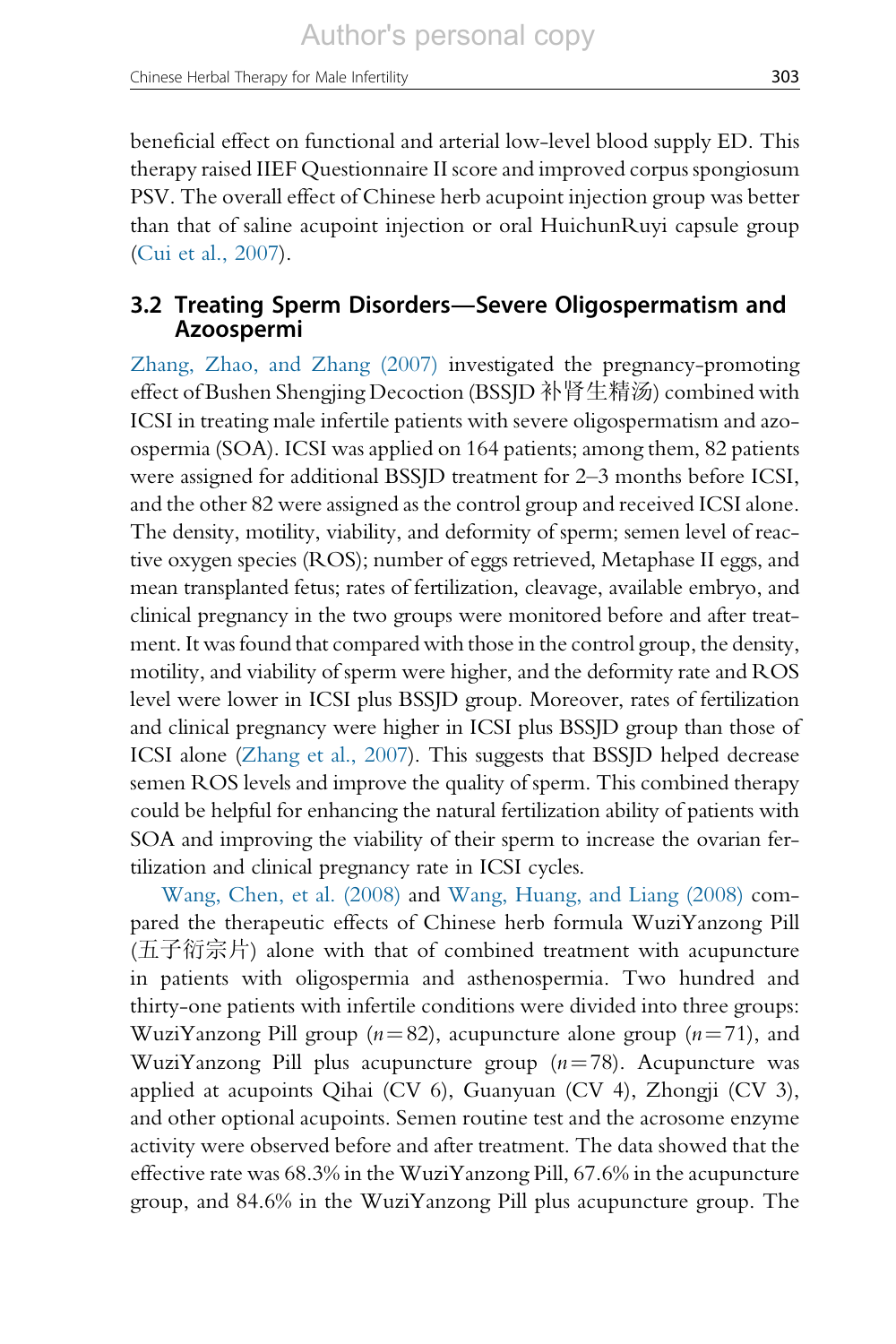beneficial effect on functional and arterial low-level blood supply ED. This therapy raised IIEF Questionnaire II score and improved corpus spongiosum PSV. The overall effect of Chinese herb acupoint injection group was better than that of saline acupoint injection or oral HuichunRuyi capsule group (Cui et al., 2007).

## 3.2 Treating Sperm Disorders—Severe Oligospermatism and Azoospermi

Zhang, Zhao, and Zhang (2007) investigated the pregnancy-promoting effect of Bushen Shengjing Decoction (BSSJD 补肾生精汤) combined with ICSI in treating male infertile patients with severe oligospermatism and azoospermia (SOA). ICSI was applied on 164 patients; among them, 82 patients were assigned for additional BSSJD treatment for 2–3 months before ICSI, and the other 82 were assigned as the control group and received ICSI alone. The density, motility, viability, and deformity of sperm; semen level of reactive oxygen species (ROS); number of eggs retrieved, Metaphase II eggs, and mean transplanted fetus; rates of fertilization, cleavage, available embryo, and clinical pregnancy in the two groups were monitored before and after treatment. It was found that compared with those in the control group, the density, motility, and viability of sperm were higher, and the deformity rate and ROS level were lower in ICSI plus BSSJD group. Moreover, rates of fertilization and clinical pregnancy were higher in ICSI plus BSSJD group than those of ICSI alone (Zhang et al., 2007). This suggests that BSSJD helped decrease semen ROS levels and improve the quality of sperm. This combined therapy could be helpful for enhancing the natural fertilization ability of patients with SOA and improving the viability of their sperm to increase the ovarian fertilization and clinical pregnancy rate in ICSI cycles.

Wang, Chen, et al. (2008) and Wang, Huang, and Liang (2008) compared the therapeutic effects of Chinese herb formula WuziYanzong Pill (五子衍宗片) alone with that of combined treatment with acupuncture in patients with oligospermia and asthenospermia. Two hundred and thirty-one patients with infertile conditions were divided into three groups: WuziYanzong Pill group ($n=82$), acupuncture alone group ($n=71$), and WuziYanzong Pill plus acupuncture group ($n=78$). Acupuncture was applied at acupoints Qihai (CV 6), Guanyuan (CV 4), Zhongji (CV 3), and other optional acupoints. Semen routine test and the acrosome enzyme activity were observed before and after treatment. The data showed that the effective rate was 68.3% in the WuziYanzong Pill, 67.6% in the acupuncture group, and 84.6% in the WuziYanzong Pill plus acupuncture group. The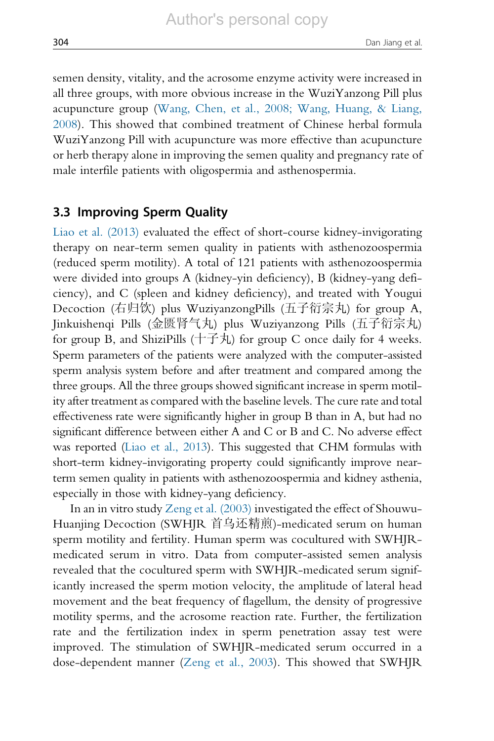semen density, vitality, and the acrosome enzyme activity were increased in all three groups, with more obvious increase in the WuziYanzong Pill plus acupuncture group (Wang, Chen, et al., 2008; Wang, Huang, & Liang, 2008). This showed that combined treatment of Chinese herbal formula WuziYanzong Pill with acupuncture was more effective than acupuncture or herb therapy alone in improving the semen quality and pregnancy rate of male interfile patients with oligospermia and asthenospermia.

## 3.3 Improving Sperm Quality

Liao et al. (2013) evaluated the effect of short-course kidney-invigorating therapy on near-term semen quality in patients with asthenozoospermia (reduced sperm motility). A total of 121 patients with asthenozoospermia were divided into groups A (kidney-yin deficiency), B (kidney-yang deficiency), and C (spleen and kidney deficiency), and treated with Yougui Decoction (右归饮) plus WuziyanzongPills (五子衍宗丸) for group A, Jinkuishenqi Pills (金匮肾气丸) plus Wuziyanzong Pills (五子衍宗丸) for group B, and ShiziPills (十子丸) for group C once daily for 4 weeks. Sperm parameters of the patients were analyzed with the computer-assisted sperm analysis system before and after treatment and compared among the three groups. All the three groups showed significant increase in sperm motility after treatment as compared with the baseline levels. The cure rate and total effectiveness rate were significantly higher in group B than in A, but had no significant difference between either A and C or B and C. No adverse effect was reported (Liao et al., 2013). This suggested that CHM formulas with short-term kidney-invigorating property could significantly improve near-term semen quality in patients with asthenozoospermia and kidney asthenia, especially in those with kidney-yang deficiency.

In an in vitro study Zeng et al. (2003) investigated the effect of Shouwu-Huanjing Decoction (SWHJR 首乌还精煎)-medicated serum on human sperm motility and fertility. Human sperm was cocultured with SWHJR-medicated serum in vitro. Data from computer-assisted semen analysis revealed that the cocultured sperm with SWHJR-medicated serum significantly increased the sperm motion velocity, the amplitude of lateral head movement and the beat frequency of flagellum, the density of progressive motility sperms, and the acrosome reaction rate. Further, the fertilization rate and the fertilization index in sperm penetration assay test were improved. The stimulation of SWHJR-medicated serum occurred in a dose-dependent manner (Zeng et al., 2003). This showed that SWHJR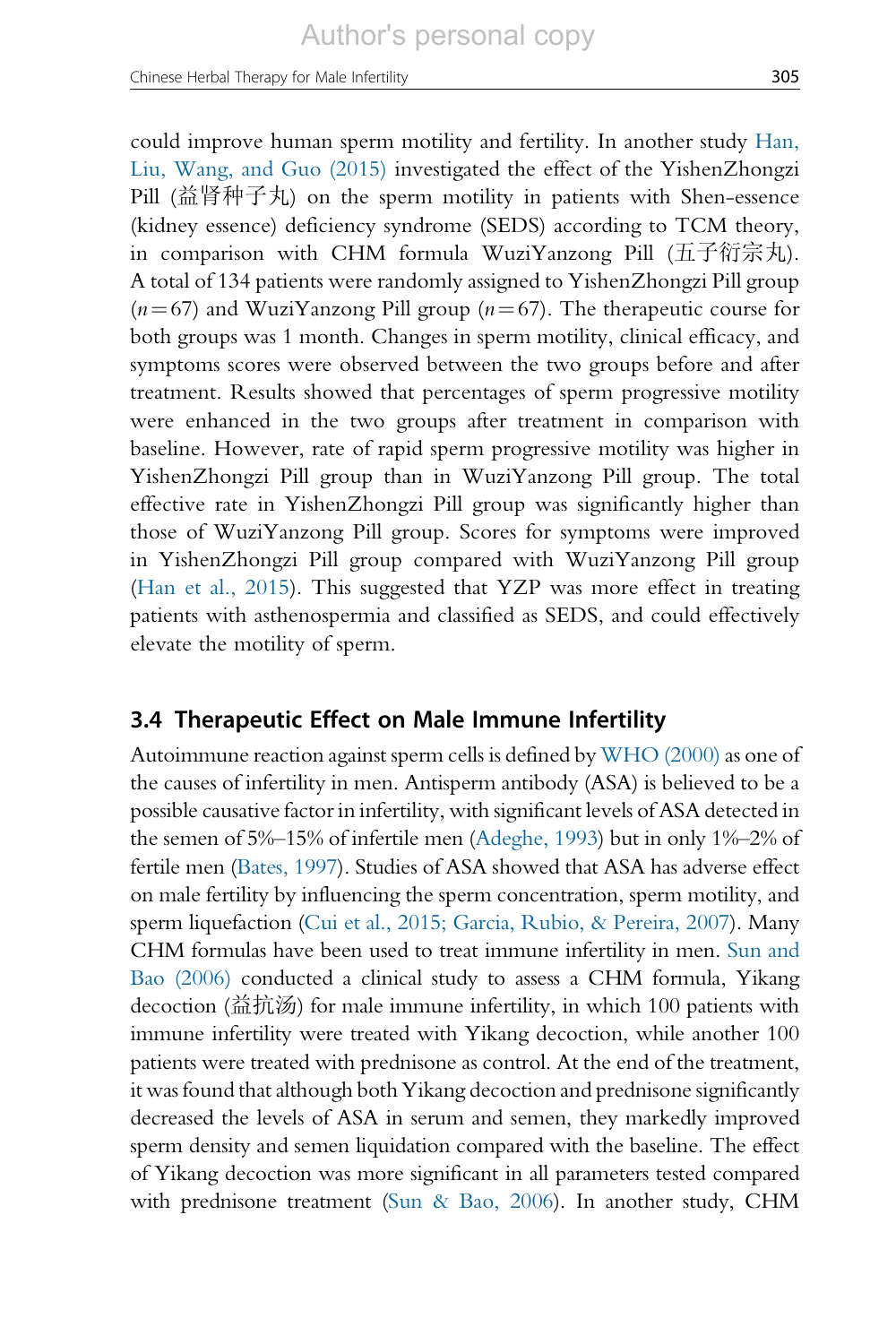could improve human sperm motility and fertility. In another study Han, Liu, Wang, and Guo (2015) investigated the effect of the YishenZhongzi Pill (益肾种子丸) on the sperm motility in patients with Shen-essence (kidney essence) deficiency syndrome (SEDS) according to TCM theory, in comparison with CHM formula WuziYanzong Pill (五子衍宗丸). A total of 134 patients were randomly assigned to YishenZhongzi Pill group ($n=67$) and WuziYanzong Pill group ($n=67$). The therapeutic course for both groups was 1 month. Changes in sperm motility, clinical efficacy, and symptoms scores were observed between the two groups before and after treatment. Results showed that percentages of sperm progressive motility were enhanced in the two groups after treatment in comparison with baseline. However, rate of rapid sperm progressive motility was higher in YishenZhongzi Pill group than in WuziYanzong Pill group. The total effective rate in YishenZhongzi Pill group was significantly higher than those of WuziYanzong Pill group. Scores for symptoms were improved in YishenZhongzi Pill group compared with WuziYanzong Pill group (Han et al., 2015). This suggested that YZP was more effect in treating patients with asthenospermia and classified as SEDS, and could effectively elevate the motility of sperm.

### 3.4 Therapeutic Effect on Male Immune Infertility

Autoimmune reaction against sperm cells is defined by WHO (2000) as one of the causes of infertility in men. Antisperm antibody (ASA) is believed to be a possible causative factor in infertility, with significant levels of ASA detected in the semen of 5%–15% of infertile men (Adeghe, 1993) but in only 1%–2% of fertile men (Bates, 1997). Studies of ASA showed that ASA has adverse effect on male fertility by influencing the sperm concentration, sperm motility, and sperm liquefaction (Cui et al., 2015; Garcia, Rubio, & Pereira, 2007). Many CHM formulas have been used to treat immune infertility in men. Sun and Bao (2006) conducted a clinical study to assess a CHM formula, Yikang decoction (益抗汤) for male immune infertility, in which 100 patients with immune infertility were treated with Yikang decoction, while another 100 patients were treated with prednisone as control. At the end of the treatment, it was found that although both Yikang decoction and prednisone significantly decreased the levels of ASA in serum and semen, they markedly improved sperm density and semen liquidation compared with the baseline. The effect of Yikang decoction was more significant in all parameters tested compared with prednisone treatment (Sun & Bao, 2006). In another study, CHM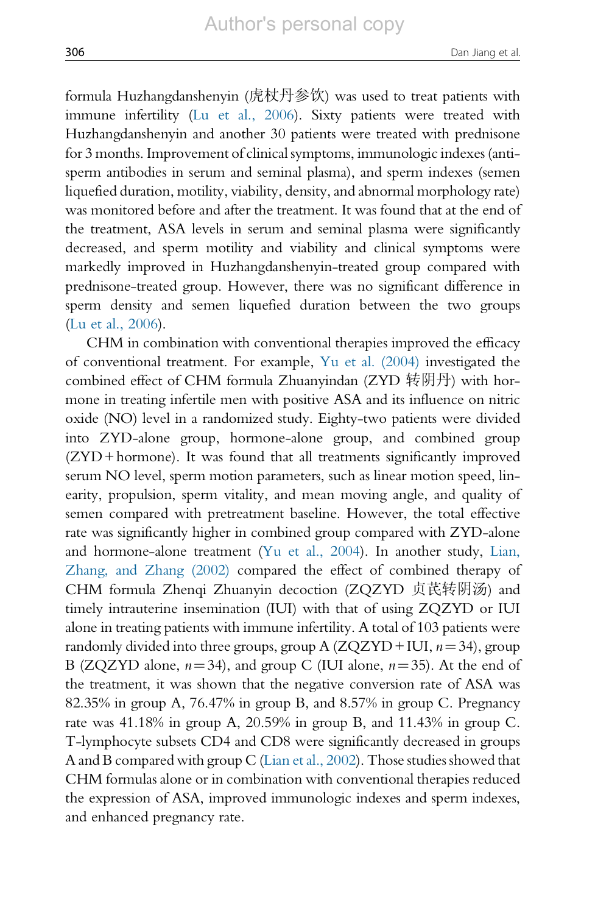formula Huzhangdanshenyin (虎杖丹参饮) was used to treat patients with immune infertility (Lu et al., 2006). Sixty patients were treated with Huzhangdanshenyin and another 30 patients were treated with prednisone for 3 months. Improvement of clinical symptoms, immunologic indexes (anti-sperm antibodies in serum and seminal plasma), and sperm indexes (semen liquefied duration, motility, viability, density, and abnormal morphology rate) was monitored before and after the treatment. It was found that at the end of the treatment, ASA levels in serum and seminal plasma were significantly decreased, and sperm motility and viability and clinical symptoms were markedly improved in Huzhangdanshenyin-treated group compared with prednisone-treated group. However, there was no significant difference in sperm density and semen liquefied duration between the two groups (Lu et al., 2006).

CHM in combination with conventional therapies improved the efficacy of conventional treatment. For example, Yu et al. (2004) investigated the combined effect of CHM formula Zhuanyindan (ZYD 转阴丹) with hormone in treating infertile men with positive ASA and its influence on nitric oxide (NO) level in a randomized study. Eighty-two patients were divided into ZYD-alone group, hormone-alone group, and combined group (ZYD + hormone). It was found that all treatments significantly improved serum NO level, sperm motion parameters, such as linear motion speed, linearity, propulsion, sperm vitality, and mean moving angle, and quality of semen compared with pretreatment baseline. However, the total effective rate was significantly higher in combined group compared with ZYD-alone and hormone-alone treatment (Yu et al., 2004). In another study, Lian, Zhang, and Zhang (2002) compared the effect of combined therapy of CHM formula Zhenqi Zhuanyin decoction (ZQZYD 贞芪转阴汤) and timely intrauterine insemination (IUI) with that of using ZQZYD or IUI alone in treating patients with immune infertility. A total of 103 patients were randomly divided into three groups, group A (ZQZYD + IUI, $n = 34$), group B (ZQZYD alone, $n = 34$), and group C (IUI alone, $n = 35$). At the end of the treatment, it was shown that the negative conversion rate of ASA was 82.35% in group A, 76.47% in group B, and 8.57% in group C. Pregnancy rate was 41.18% in group A, 20.59% in group B, and 11.43% in group C. T-lymphocyte subsets CD4 and CD8 were significantly decreased in groups A and B compared with group C (Lian et al., 2002). Those studies showed that CHM formulas alone or in combination with conventional therapies reduced the expression of ASA, improved immunologic indexes and sperm indexes, and enhanced pregnancy rate.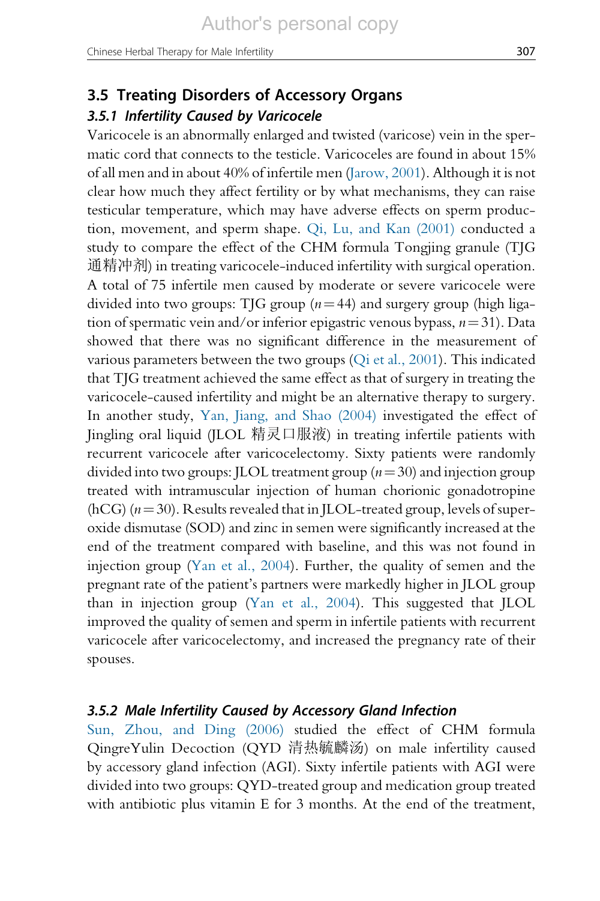## 3.5 Treating Disorders of Accessory Organs

### *3.5.1 Infertility Caused by Varicocele*

Varicocele is an abnormally enlarged and twisted (varicose) vein in the spermatic cord that connects to the testicle. Varicoceles are found in about 15% of all men and in about 40% of infertile men (Jarow, 2001). Although it is not clear how much they affect fertility or by what mechanisms, they can raise testicular temperature, which may have adverse effects on sperm production, movement, and sperm shape. Qi, Lu, and Kan (2001) conducted a study to compare the effect of the CHM formula Tongjing granule (TJG 通精冲剂) in treating varicocele-induced infertility with surgical operation. A total of 75 infertile men caused by moderate or severe varicocele were divided into two groups: TJG group ($n=44$) and surgery group (high ligation of spermatic vein and/or inferior epigastric venous bypass, $n=31$). Data showed that there was no significant difference in the measurement of various parameters between the two groups (Qi et al., 2001). This indicated that TJG treatment achieved the same effect as that of surgery in treating the varicocele-caused infertility and might be an alternative therapy to surgery. In another study, Yan, Jiang, and Shao (2004) investigated the effect of Jingling oral liquid (JLOL 精灵口服液) in treating infertile patients with recurrent varicocele after varicocelectomy. Sixty patients were randomly divided into two groups: JLOL treatment group ($n=30$) and injection group treated with intramuscular injection of human chorionic gonadotropine (hCG) ($n=30$). Results revealed that in JLOL-treated group, levels of superoxide dismutase (SOD) and zinc in semen were significantly increased at the end of the treatment compared with baseline, and this was not found in injection group (Yan et al., 2004). Further, the quality of semen and the pregnant rate of the patient's partners were markedly higher in JLOL group than in injection group (Yan et al., 2004). This suggested that JLOL improved the quality of semen and sperm in infertile patients with recurrent varicocele after varicocelectomy, and increased the pregnancy rate of their spouses.

### *3.5.2 Male Infertility Caused by Accessory Gland Infection*

Sun, Zhou, and Ding (2006) studied the effect of CHM formula QingreYulin Decoction (QYD 清热毓麟汤) on male infertility caused by accessory gland infection (AGI). Sixty infertile patients with AGI were divided into two groups: QYD-treated group and medication group treated with antibiotic plus vitamin E for 3 months. At the end of the treatment,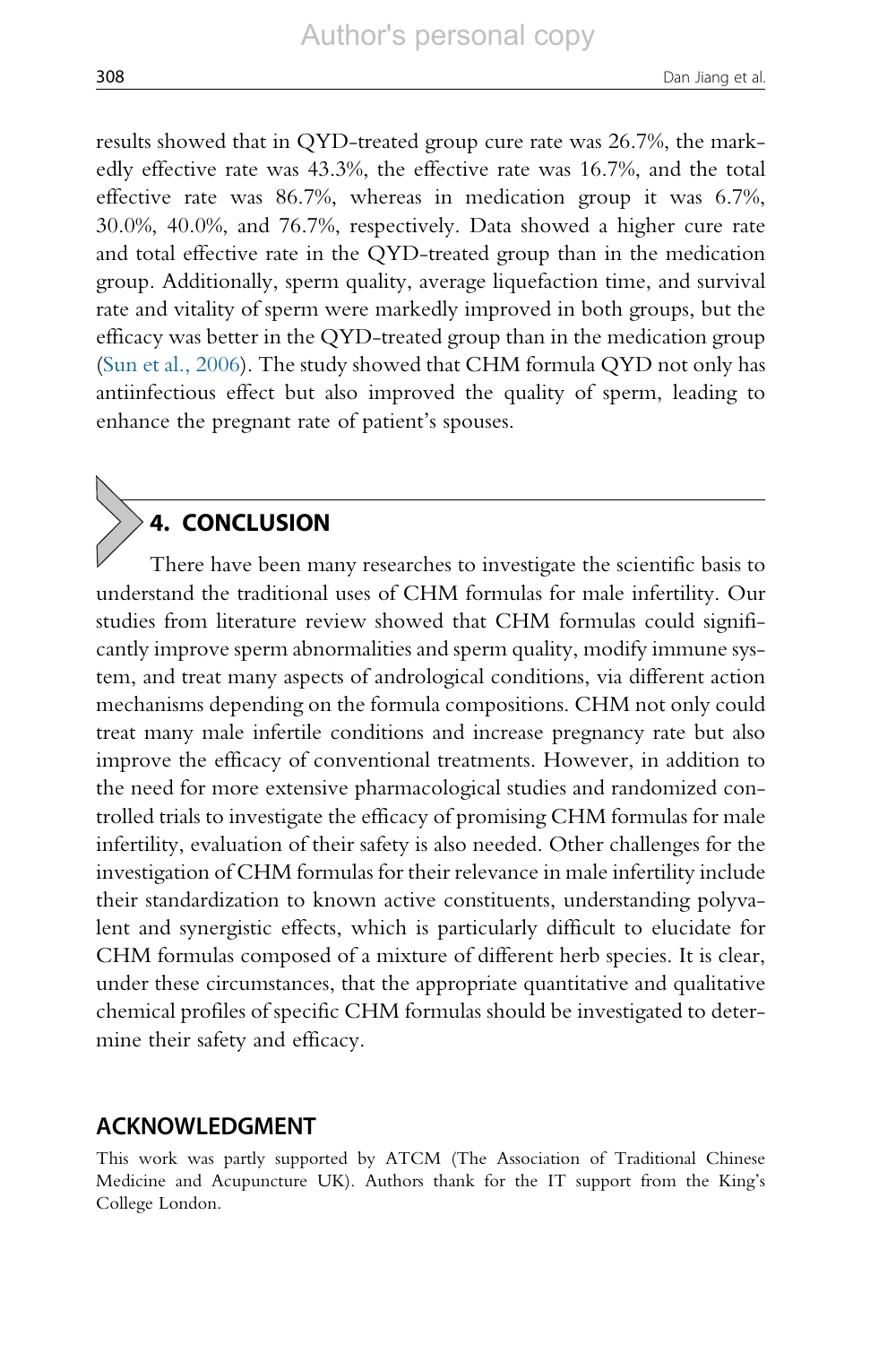results showed that in QYD-treated group cure rate was 26.7%, the markedly effective rate was 43.3%, the effective rate was 16.7%, and the total effective rate was 86.7%, whereas in medication group it was 6.7%, 30.0%, 40.0%, and 76.7%, respectively. Data showed a higher cure rate and total effective rate in the QYD-treated group than in the medication group. Additionally, sperm quality, average liquefaction time, and survival rate and vitality of sperm were markedly improved in both groups, but the efficacy was better in the QYD-treated group than in the medication group (Sun et al., 2006). The study showed that CHM formula QYD not only has antiinfectious effect but also improved the quality of sperm, leading to enhance the pregnant rate of patient's spouses.

## 4. CONCLUSION

There have been many researches to investigate the scientific basis to understand the traditional uses of CHM formulas for male infertility. Our studies from literature review showed that CHM formulas could significantly improve sperm abnormalities and sperm quality, modify immune system, and treat many aspects of andrological conditions, via different action mechanisms depending on the formula compositions. CHM not only could treat many male infertile conditions and increase pregnancy rate but also improve the efficacy of conventional treatments. However, in addition to the need for more extensive pharmacological studies and randomized controlled trials to investigate the efficacy of promising CHM formulas for male infertility, evaluation of their safety is also needed. Other challenges for the investigation of CHM formulas for their relevance in male infertility include their standardization to known active constituents, understanding polyvalent and synergistic effects, which is particularly difficult to elucidate for CHM formulas composed of a mixture of different herb species. It is clear, under these circumstances, that the appropriate quantitative and qualitative chemical profiles of specific CHM formulas should be investigated to determine their safety and efficacy.

## ACKNOWLEDGMENT

This work was partly supported by ATCM (The Association of Traditional Chinese Medicine and Acupuncture UK). Authors thank for the IT support from the King's College London.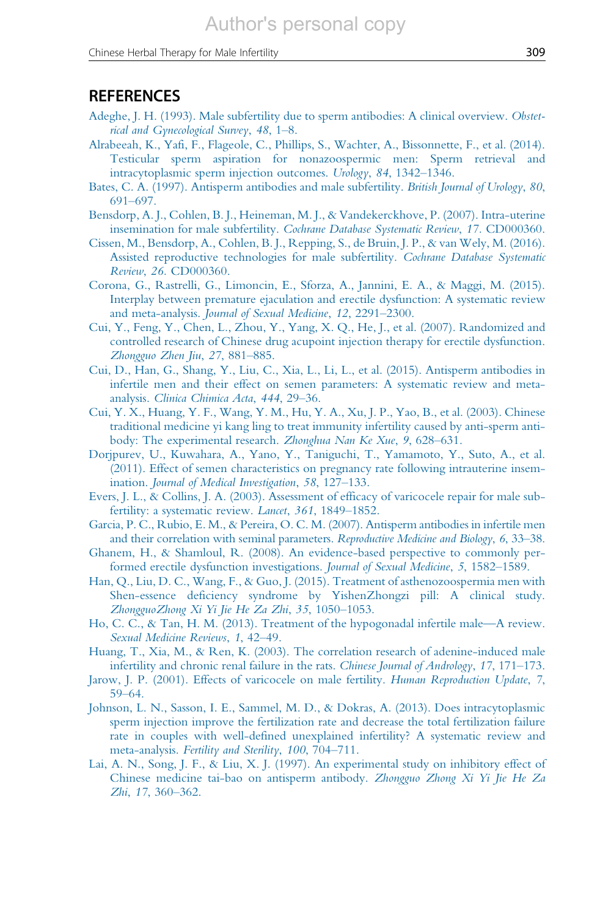## REFERENCES

Adeghe, J. H. (1993). Male subfertility due to sperm antibodies: A clinical overview. *Obstetrical and Gynecological Survey*, *48*, 1–8.

Alrabeeah, K., Yafi, F., Flageole, C., Phillips, S., Wachter, A., Bissonnette, F., et al. (2014). Testicular sperm aspiration for nonazoospermic men: Sperm retrieval and intracytoplasmic sperm injection outcomes. *Urology*, *84*, 1342–1346.

Bates, C. A. (1997). Antisperm antibodies and male subfertility. *British Journal of Urology*, *80*, 691–697.

Bensdorp, A. J., Cohlen, B. J., Heineman, M. J., & Vandekerckhove, P. (2007). Intra-uterine insemination for male subfertility. *Cochrane Database Systematic Review*, *17*. CD000360.

Cissen, M., Bensdorp, A., Cohlen, B. J., Repping, S., de Bruin, J. P., & van Wely, M. (2016). Assisted reproductive technologies for male subfertility. *Cochrane Database Systematic Review*, *26*. CD000360.

Corona, G., Rastrelli, G., Limoncin, E., Sforza, A., Jannini, E. A., & Maggi, M. (2015). Interplay between premature ejaculation and erectile dysfunction: A systematic review and meta-analysis. *Journal of Sexual Medicine*, *12*, 2291–2300.

Cui, Y., Feng, Y., Chen, L., Zhou, Y., Yang, X. Q., He, J., et al. (2007). Randomized and controlled research of Chinese drug acupoint injection therapy for erectile dysfunction. *Zhongguo Zhen Jiu*, *27*, 881–885.

Cui, D., Han, G., Shang, Y., Liu, C., Xia, L., Li, L., et al. (2015). Antisperm antibodies in infertile men and their effect on semen parameters: A systematic review and meta-analysis. *Clinica Chimica Acta*, *444*, 29–36.

Cui, Y. X., Huang, Y. F., Wang, Y. M., Hu, Y. A., Xu, J. P., Yao, B., et al. (2003). Chinese traditional medicine yi kang ling to treat immunity infertility caused by anti-sperm antibody: The experimental research. *Zhonghua Nan Ke Xue*, *9*, 628–631.

Dorjpurev, U., Kuwahara, A., Yano, Y., Taniguchi, T., Yamamoto, Y., Suto, A., et al. (2011). Effect of semen characteristics on pregnancy rate following intrauterine insemination. *Journal of Medical Investigation*, *58*, 127–133.

Evers, J. L., & Collins, J. A. (2003). Assessment of efficacy of varicocele repair for male subfertility: a systematic review. *Lancet*, *361*, 1849–1852.

Garcia, P. C., Rubio, E. M., & Pereira, O. C. M. (2007). Antisperm antibodies in infertile men and their correlation with seminal parameters. *Reproductive Medicine and Biology*, *6*, 33–38.

Ghanem, H., & Shamloul, R. (2008). An evidence-based perspective to commonly performed erectile dysfunction investigations. *Journal of Sexual Medicine*, *5*, 1582–1589.

Han, Q., Liu, D. C., Wang, F., & Guo, J. (2015). Treatment of asthenozoospermia men with Shen-essence deficiency syndrome by YishenZhongzi pill: A clinical study. *ZhongguoZhong Xi Yi Jie He Za Zhi*, *35*, 1050–1053.

Ho, C. C., & Tan, H. M. (2013). Treatment of the hypogonadal infertile male—A review. *Sexual Medicine Reviews*, *1*, 42–49.

Huang, T., Xia, M., & Ren, K. (2003). The correlation research of adenine-induced male infertility and chronic renal failure in the rats. *Chinese Journal of Andrology*, *17*, 171–173.

Jarow, J. P. (2001). Effects of varicocele on male fertility. *Human Reproduction Update*, *7*, 59–64.

Johnson, L. N., Sasson, I. E., Sammel, M. D., & Dokras, A. (2013). Does intracytoplasmic sperm injection improve the fertilization rate and decrease the total fertilization failure rate in couples with well-defined unexplained infertility? A systematic review and meta-analysis. *Fertility and Sterility*, *100*, 704–711.

Lai, A. N., Song, J. F., & Liu, X. J. (1997). An experimental study on inhibitory effect of Chinese medicine tai-bao on antisperm antibody. *Zhongguo Zhong Xi Yi Jie He Za Zhi*, *17*, 360–362.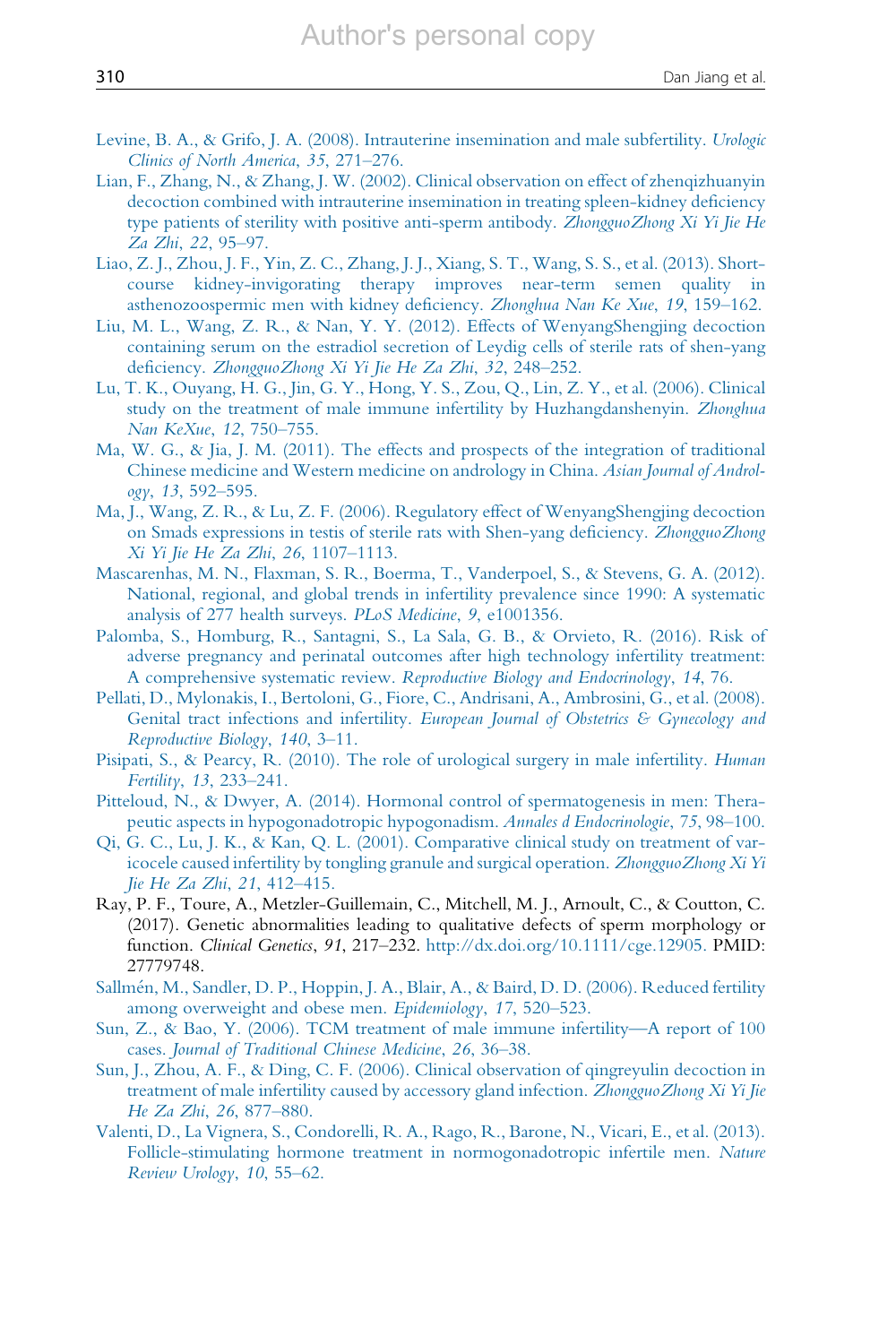Levine, B. A., & Grifo, J. A. (2008). Intrauterine insemination and male subfertility. *Urologic Clinics of North America*, *35*, 271–276.

Lian, F., Zhang, N., & Zhang, J. W. (2002). Clinical observation on effect of zhenqizhuanyin decoction combined with intrauterine insemination in treating spleen-kidney deficiency type patients of sterility with positive anti-sperm antibody. *ZhongguoZhong Xi Yi Jie He Za Zhi*, *22*, 95–97.

Liao, Z. J., Zhou, J. F., Yin, Z. C., Zhang, J. J., Xiang, S. T., Wang, S. S., et al. (2013). Short-course kidney-invigorating therapy improves near-term semen quality in asthenozoospermic men with kidney deficiency. *Zhonghua Nan Ke Xue*, *19*, 159–162.

Liu, M. L., Wang, Z. R., & Nan, Y. Y. (2012). Effects of WenyangShengjing decoction containing serum on the estradiol secretion of Leydig cells of sterile rats of shen-yang deficiency. *ZhongguoZhong Xi Yi Jie He Za Zhi*, *32*, 248–252.

Lu, T. K., Ouyang, H. G., Jin, G. Y., Hong, Y. S., Zou, Q., Lin, Z. Y., et al. (2006). Clinical study on the treatment of male immune infertility by Huzhangdanshenyin. *Zhonghua Nan KeXue*, *12*, 750–755.

Ma, W. G., & Jia, J. M. (2011). The effects and prospects of the integration of traditional Chinese medicine and Western medicine on andrology in China. *Asian Journal of Andrology*, *13*, 592–595.

Ma, J., Wang, Z. R., & Lu, Z. F. (2006). Regulatory effect of WenyangShengjing decoction on Smads expressions in testis of sterile rats with Shen-yang deficiency. *ZhongguoZhong Xi Yi Jie He Za Zhi*, *26*, 1107–1113.

Mascarenhas, M. N., Flaxman, S. R., Boerma, T., Vanderpoel, S., & Stevens, G. A. (2012). National, regional, and global trends in infertility prevalence since 1990: A systematic analysis of 277 health surveys. *PLoS Medicine*, *9*, e1001356.

Palomba, S., Homburg, R., Santagni, S., La Sala, G. B., & Orvieto, R. (2016). Risk of adverse pregnancy and perinatal outcomes after high technology infertility treatment: A comprehensive systematic review. *Reproductive Biology and Endocrinology*, *14*, 76.

Pellati, D., Mylonakis, I., Bertoloni, G., Fiore, C., Andrisani, A., Ambrosini, G., et al. (2008). Genital tract infections and infertility. *European Journal of Obstetrics & Gynecology and Reproductive Biology*, *140*, 3–11.

Pisipati, S., & Pearcy, R. (2010). The role of urological surgery in male infertility. *Human Fertility*, *13*, 233–241.

Pitteloud, N., & Dwyer, A. (2014). Hormonal control of spermatogenesis in men: Therapeutic aspects in hypogonadotropic hypogonadism. *Annales d Endocrinologie*, *75*, 98–100.

Qi, G. C., Lu, J. K., & Kan, Q. L. (2001). Comparative clinical study on treatment of varicocele caused infertility by tongling granule and surgical operation. *ZhongguoZhong Xi Yi Jie He Za Zhi*, *21*, 412–415.

Ray, P. F., Toure, A., Metzler-Guillemain, C., Mitchell, M. J., Arnoult, C., & Coutton, C. (2017). Genetic abnormalities leading to qualitative defects of sperm morphology or function. *Clinical Genetics*, *91*, 217–232. http://dx.doi.org/10.1111/cge.12905. PMID: 27779748.

Sallmén, M., Sandler, D. P., Hoppin, J. A., Blair, A., & Baird, D. D. (2006). Reduced fertility among overweight and obese men. *Epidemiology*, *17*, 520–523.

Sun, Z., & Bao, Y. (2006). TCM treatment of male immune infertility—A report of 100 cases. *Journal of Traditional Chinese Medicine*, *26*, 36–38.

Sun, J., Zhou, A. F., & Ding, C. F. (2006). Clinical observation of qingreyulin decoction in treatment of male infertility caused by accessory gland infection. *ZhongguoZhong Xi Yi Jie He Za Zhi*, *26*, 877–880.

Valenti, D., La Vignera, S., Condorelli, R. A., Rago, R., Barone, N., Vicari, E., et al. (2013). Follicle-stimulating hormone treatment in normogonadotropic infertile men. *Nature Review Urology*, *10*, 55–62.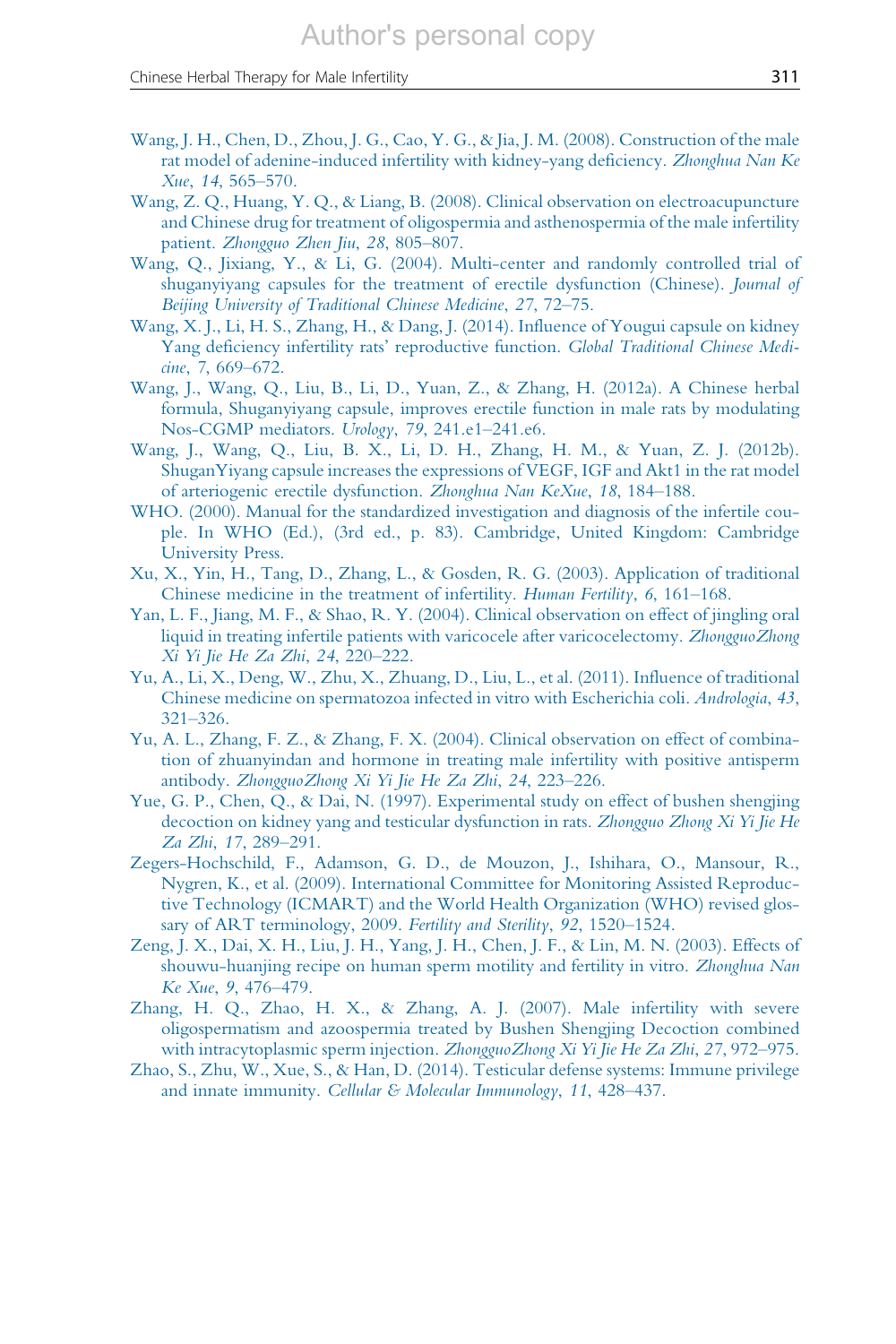Wang, J. H., Chen, D., Zhou, J. G., Cao, Y. G., & Jia, J. M. (2008). Construction of the male rat model of adenine-induced infertility with kidney-yang deficiency. *Zhonghua Nan Ke Xue*, *14*, 565–570.

Wang, Z. Q., Huang, Y. Q., & Liang, B. (2008). Clinical observation on electroacupuncture and Chinese drug for treatment of oligospermia and asthenospermia of the male infertility patient. *Zhongguo Zhen Jiu*, *28*, 805–807.

Wang, Q., Jixiang, Y., & Li, G. (2004). Multi-center and randomly controlled trial of shuganyiyang capsules for the treatment of erectile dysfunction (Chinese). *Journal of Beijing University of Traditional Chinese Medicine*, *27*, 72–75.

Wang, X. J., Li, H. S., Zhang, H., & Dang, J. (2014). Influence of Yougui capsule on kidney Yang deficiency infertility rats' reproductive function. *Global Traditional Chinese Medicine*, *7*, 669–672.

Wang, J., Wang, Q., Liu, B., Li, D., Yuan, Z., & Zhang, H. (2012a). A Chinese herbal formula, Shuganyiyang capsule, improves erectile function in male rats by modulating Nos-CGMP mediators. *Urology*, *79*, 241.e1–241.e6.

Wang, J., Wang, Q., Liu, B. X., Li, D. H., Zhang, H. M., & Yuan, Z. J. (2012b). ShuganYiyang capsule increases the expressions of VEGF, IGF and Akt1 in the rat model of arteriogenic erectile dysfunction. *Zhonghua Nan KeXue*, *18*, 184–188.

WHO. (2000). Manual for the standardized investigation and diagnosis of the infertile couple. In WHO (Ed.), (3rd ed., p. 83). Cambridge, United Kingdom: Cambridge University Press.

Xu, X., Yin, H., Tang, D., Zhang, L., & Gosden, R. G. (2003). Application of traditional Chinese medicine in the treatment of infertility. *Human Fertility*, *6*, 161–168.

Yan, L. F., Jiang, M. F., & Shao, R. Y. (2004). Clinical observation on effect of jingling oral liquid in treating infertile patients with varicocele after varicocelectomy. *ZhongguoZhong Xi Yi Jie He Za Zhi*, *24*, 220–222.

Yu, A., Li, X., Deng, W., Zhu, X., Zhuang, D., Liu, L., et al. (2011). Influence of traditional Chinese medicine on spermatozoa infected in vitro with Escherichia coli. *Andrologia*, *43*, 321–326.

Yu, A. L., Zhang, F. Z., & Zhang, F. X. (2004). Clinical observation on effect of combination of zhuanyindan and hormone in treating male infertility with positive antisperm antibody. *ZhongguoZhong Xi Yi Jie He Za Zhi*, *24*, 223–226.

Yue, G. P., Chen, Q., & Dai, N. (1997). Experimental study on effect of bushen shengjing decoction on kidney yang and testicular dysfunction in rats. *Zhongguo Zhong Xi Yi Jie He Za Zhi*, *17*, 289–291.

Zegers-Hochschild, F., Adamson, G. D., de Mouzon, J., Ishihara, O., Mansour, R., Nygren, K., et al. (2009). International Committee for Monitoring Assisted Reproductive Technology (ICMART) and the World Health Organization (WHO) revised glossary of ART terminology, 2009. *Fertility and Sterility*, *92*, 1520–1524.

Zeng, J. X., Dai, X. H., Liu, J. H., Yang, J. H., Chen, J. F., & Lin, M. N. (2003). Effects of shouwu-huanjing recipe on human sperm motility and fertility in vitro. *Zhonghua Nan Ke Xue*, *9*, 476–479.

Zhang, H. Q., Zhao, H. X., & Zhang, A. J. (2007). Male infertility with severe oligospermatism and azoospermia treated by Bushen Shengjing Decoction combined with intracytoplasmic sperm injection. *ZhongguoZhong Xi Yi Jie He Za Zhi*, *27*, 972–975.

Zhao, S., Zhu, W., Xue, S., & Han, D. (2014). Testicular defense systems: Immune privilege and innate immunity. *Cellular & Molecular Immunology*, *11*, 428–437.